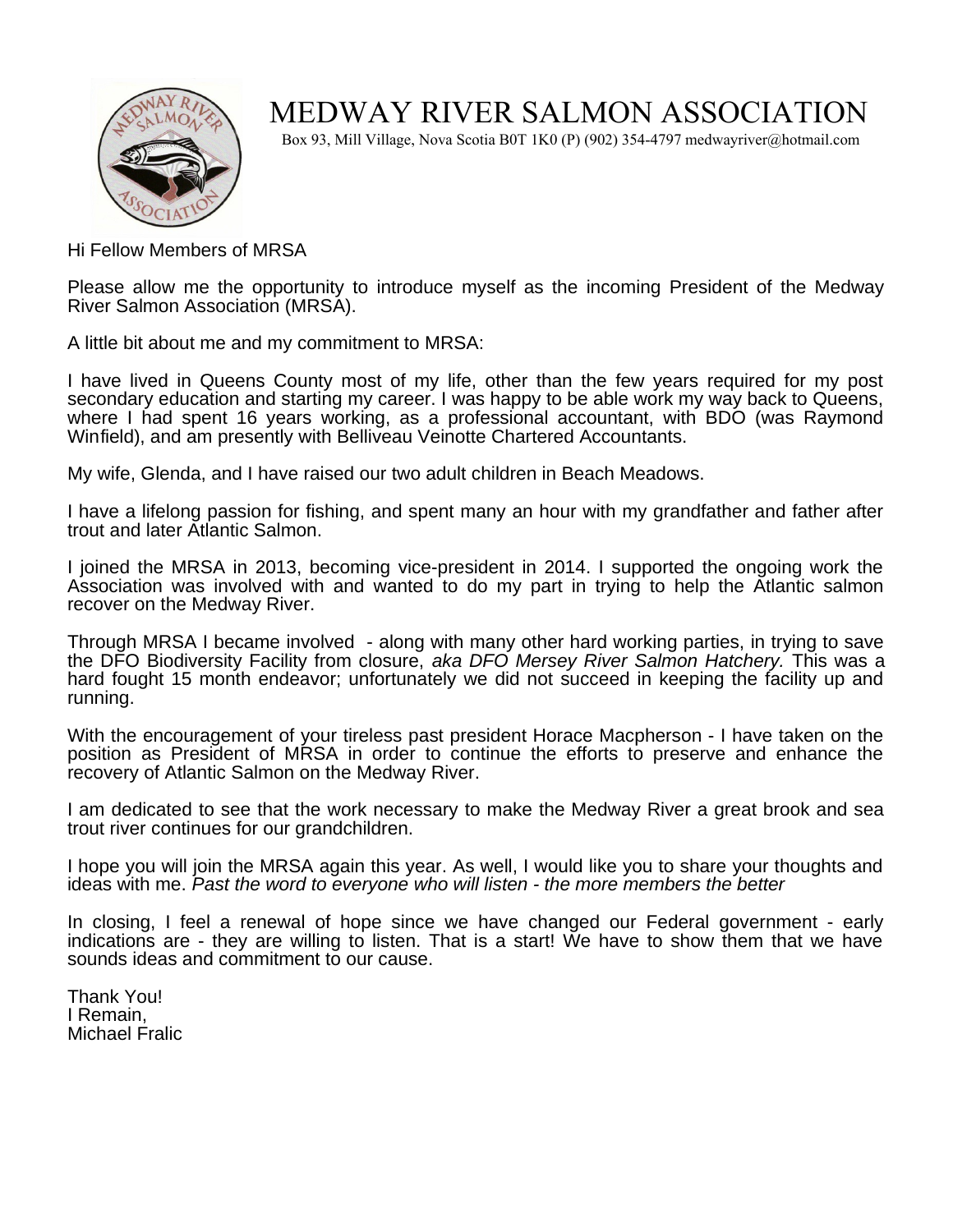# MEDWAY RIVER SALMON ASSOCIATION

Box 93, Mill Village, Nova Scotia B0T 1K0 (P) (902) 354-4797 medwayriver@hotmail.com

Hi Fellow Members of MRSA

Please allow me the opportunity to introduce myself as the incoming President of the Medway River Salmon Association (MRSA).

A little bit about me and my commitment to MRSA:

I have lived in Queens County most of my life, other than the few years required for my post secondary education and starting my career. I was happy to be able work my way back to Queens, where I had spent 16 years working, as a professional accountant, with BDO (was Raymond Winfield), and am presently with Belliveau Veinotte Chartered Accountants.

My wife, Glenda, and I have raised our two adult children in Beach Meadows.

I have a lifelong passion for fishing, and spent many an hour with my grandfather and father after trout and later Atlantic Salmon.

I joined the MRSA in 2013, becoming vice-president in 2014. I supported the ongoing work the Association was involved with and wanted to do my part in trying to help the Atlantic salmon recover on the Medway River.

Through MRSA I became involved - along with many other hard working parties, in trying to save the DFO Biodiversity Facility from closure, *aka DFO Mersey River Salmon Hatchery.* This was a hard fought 15 month endeavor; unfortunately we did not succeed in keeping the facility up and running.

With the encouragement of your tireless past president Horace Macpherson - I have taken on the position as President of MRSA in order to continue the efforts to preserve and enhance the recovery of Atlantic Salmon on the Medway River.

I am dedicated to see that the work necessary to make the Medway River a great brook and sea trout river continues for our grandchildren.

I hope you will join the MRSA again this year. As well, I would like you to share your thoughts and ideas with me. *Past the word to everyone who will listen - the more members the better*

In closing, I feel a renewal of hope since we have changed our Federal government - early indications are - they are willing to listen. That is a start! We have to show them that we have sounds ideas and commitment to our cause.

Thank You!
I Remain,
Michael Fralic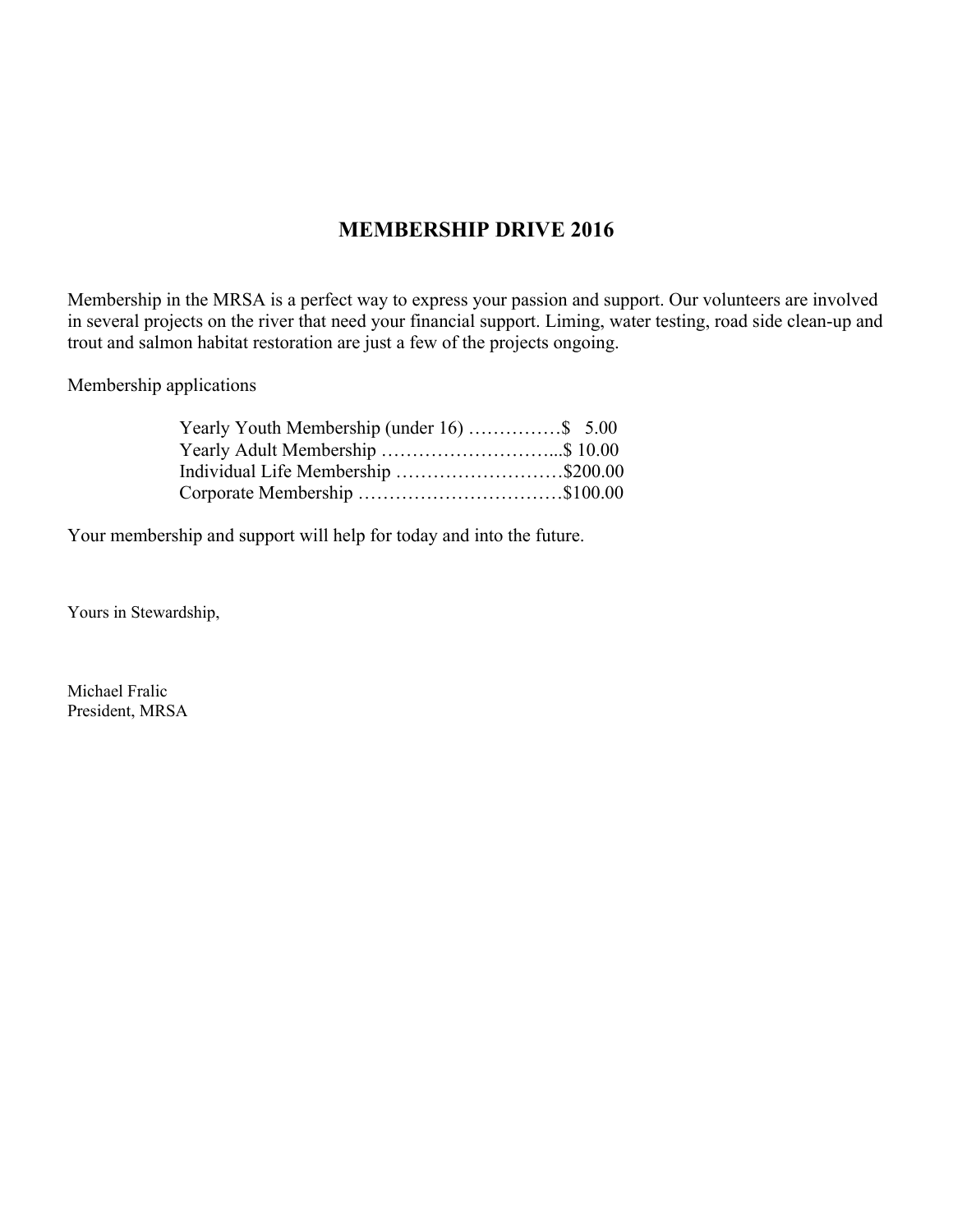# MEMBERSHIP DRIVE 2016

Membership in the MRSA is a perfect way to express your passion and support. Our volunteers are involved in several projects on the river that need your financial support. Liming, water testing, road side clean-up and trout and salmon habitat restoration are just a few of the projects ongoing.

Membership applications

Yearly Youth Membership (under 16) ……………$ 5.00
Yearly Adult Membership ………………………...$ 10.00
Individual Life Membership ………………………$200.00
Corporate Membership ……………………………$100.00

Your membership and support will help for today and into the future.

Yours in Stewardship,

Michael Fralic
President, MRSA